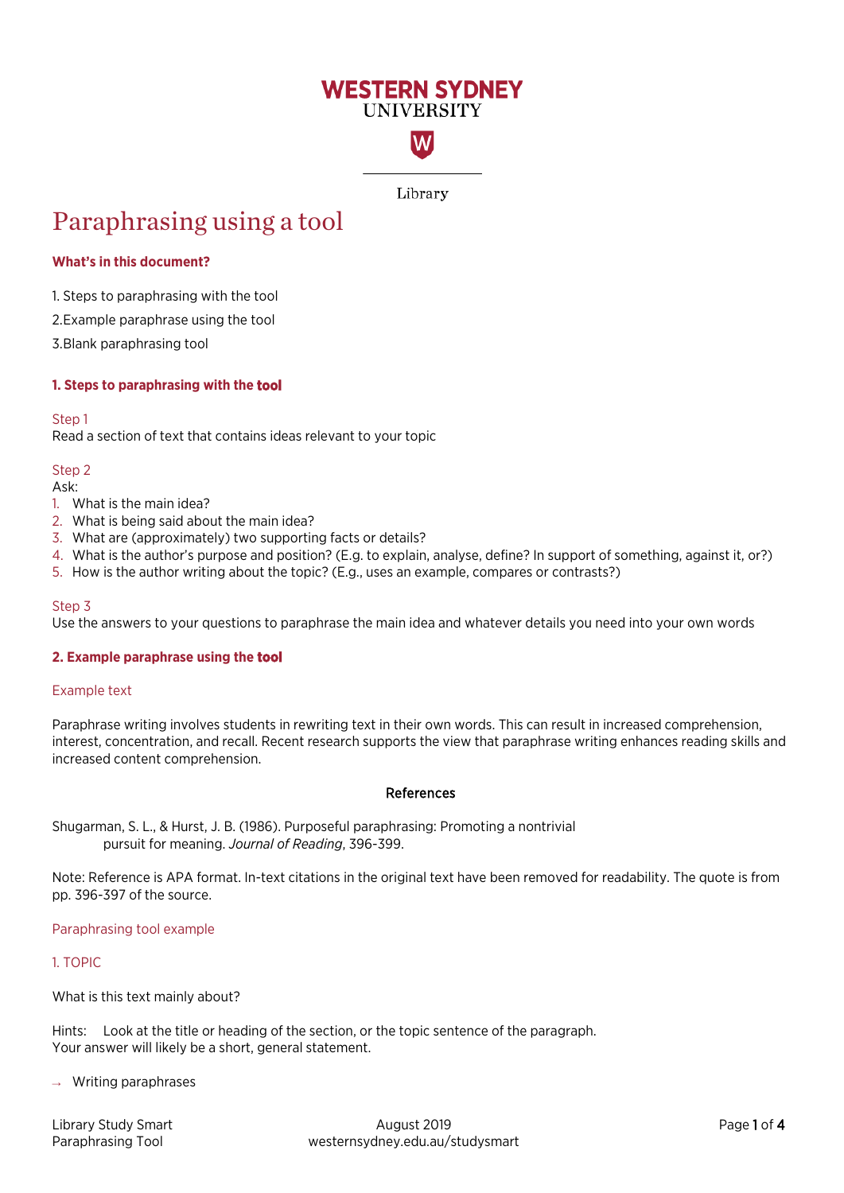WESTERN SYDNEY UNIVERSITY

Library

# Paraphrasing using a tool

### What's in this document?

1. Steps to paraphrasing with the tool
2. Example paraphrase using the tool
3. Blank paraphrasing tool

### 1. Steps to paraphrasing with the tool

Step 1
Read a section of text that contains ideas relevant to your topic

Step 2
Ask:

1. What is the main idea?
2. What is being said about the main idea?
3. What are (approximately) two supporting facts or details?
4. What is the author's purpose and position? (E.g. to explain, analyse, define? In support of something, against it, or?)
5. How is the author writing about the topic? (E.g., uses an example, compares or contrasts?)

Step 3
Use the answers to your questions to paraphrase the main idea and whatever details you need into your own words

### 2. Example paraphrase using the tool

Example text

Paraphrase writing involves students in rewriting text in their own words. This can result in increased comprehension, interest, concentration, and recall. Recent research supports the view that paraphrase writing enhances reading skills and increased content comprehension.

**References**

Shugarman, S. L., & Hurst, J. B. (1986). Purposeful paraphrasing: Promoting a nontrivial pursuit for meaning. *Journal of Reading*, 396-399.

Note: Reference is APA format. In-text citations in the original text have been removed for readability. The quote is from pp. 396-397 of the source.

Paraphrasing tool example

1. TOPIC

What is this text mainly about?

Hints: Look at the title or heading of the section, or the topic sentence of the paragraph.
Your answer will likely be a short, general statement.

→ Writing paraphrases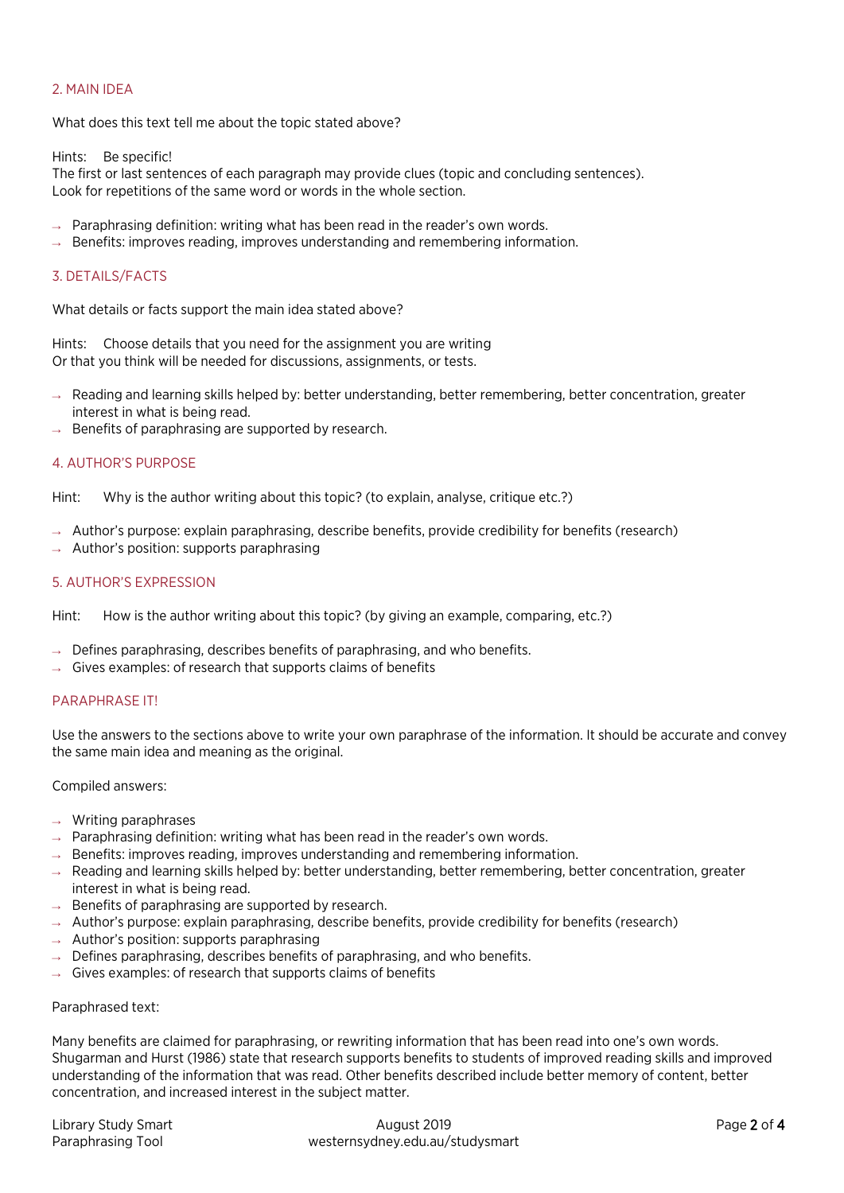## 2. MAIN IDEA

What does this text tell me about the topic stated above?

Hints: Be specific!
The first or last sentences of each paragraph may provide clues (topic and concluding sentences).
Look for repetitions of the same word or words in the whole section.

- Paraphrasing definition: writing what has been read in the reader's own words.
- Benefits: improves reading, improves understanding and remembering information.

## 3. DETAILS/FACTS

What details or facts support the main idea stated above?

Hints: Choose details that you need for the assignment you are writing
Or that you think will be needed for discussions, assignments, or tests.

- Reading and learning skills helped by: better understanding, better remembering, better concentration, greater interest in what is being read.
- Benefits of paraphrasing are supported by research.

## 4. AUTHOR'S PURPOSE

Hint: Why is the author writing about this topic? (to explain, analyse, critique etc.?)

- Author's purpose: explain paraphrasing, describe benefits, provide credibility for benefits (research)
- Author's position: supports paraphrasing

## 5. AUTHOR'S EXPRESSION

Hint: How is the author writing about this topic? (by giving an example, comparing, etc.?)

- Defines paraphrasing, describes benefits of paraphrasing, and who benefits.
- Gives examples: of research that supports claims of benefits

## PARAPHRASE IT!

Use the answers to the sections above to write your own paraphrase of the information. It should be accurate and convey the same main idea and meaning as the original.

Compiled answers:

- Writing paraphrases
- Paraphrasing definition: writing what has been read in the reader's own words.
- Benefits: improves reading, improves understanding and remembering information.
- Reading and learning skills helped by: better understanding, better remembering, better concentration, greater interest in what is being read.
- Benefits of paraphrasing are supported by research.
- Author's purpose: explain paraphrasing, describe benefits, provide credibility for benefits (research)
- Author's position: supports paraphrasing
- Defines paraphrasing, describes benefits of paraphrasing, and who benefits.
- Gives examples: of research that supports claims of benefits

Paraphrased text:

Many benefits are claimed for paraphrasing, or rewriting information that has been read into one's own words. Shugarman and Hurst (1986) state that research supports benefits to students of improved reading skills and improved understanding of the information that was read. Other benefits described include better memory of content, better concentration, and increased interest in the subject matter.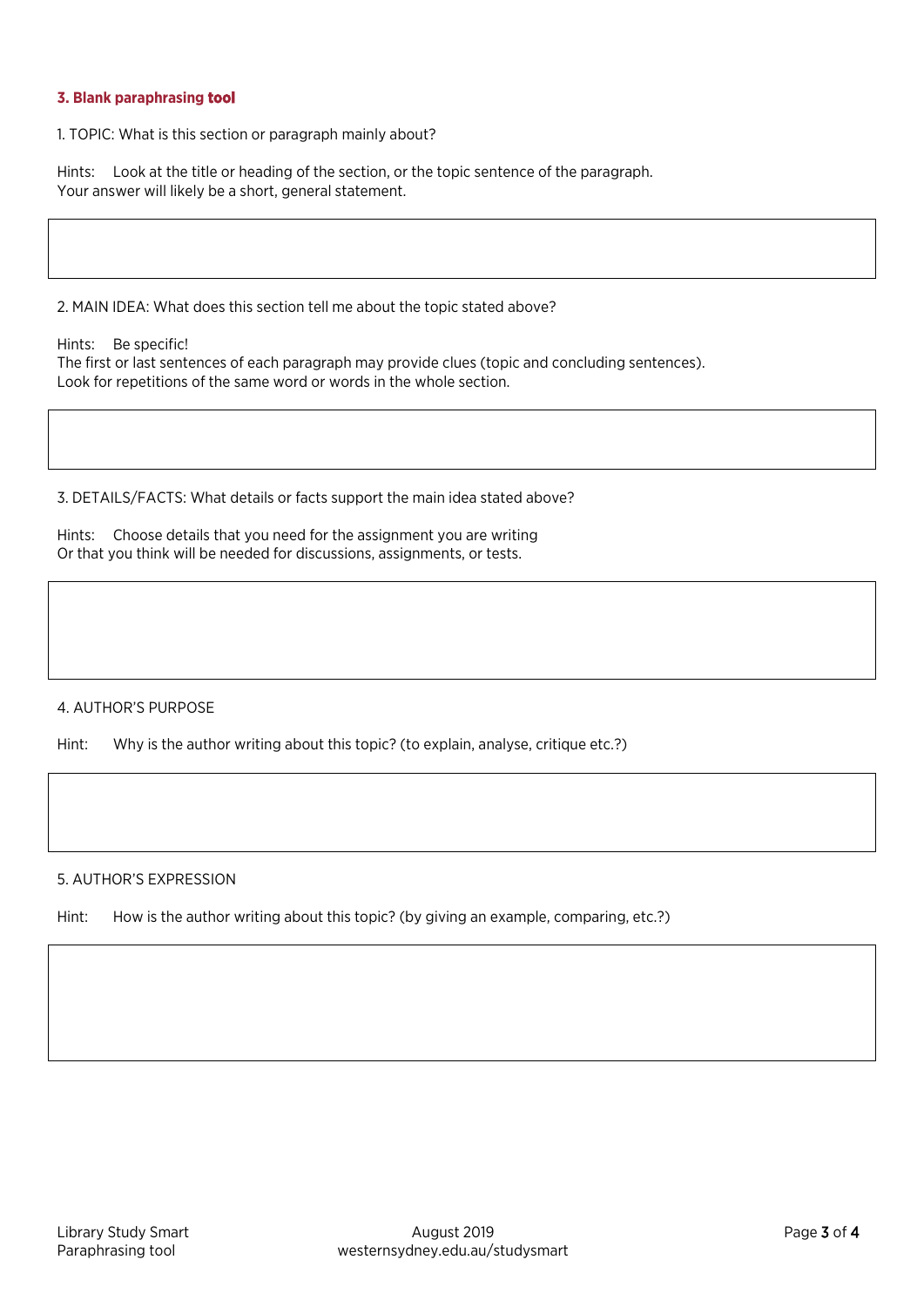### 3. Blank paraphrasing tool

1. TOPIC: What is this section or paragraph mainly about?

Hints: Look at the title or heading of the section, or the topic sentence of the paragraph.
Your answer will likely be a short, general statement.

2. MAIN IDEA: What does this section tell me about the topic stated above?

Hints: Be specific!
The first or last sentences of each paragraph may provide clues (topic and concluding sentences).
Look for repetitions of the same word or words in the whole section.

3. DETAILS/FACTS: What details or facts support the main idea stated above?

Hints: Choose details that you need for the assignment you are writing
Or that you think will be needed for discussions, assignments, or tests.

4. AUTHOR'S PURPOSE

Hint: Why is the author writing about this topic? (to explain, analyse, critique etc.?)

5. AUTHOR'S EXPRESSION

Hint: How is the author writing about this topic? (by giving an example, comparing, etc.?)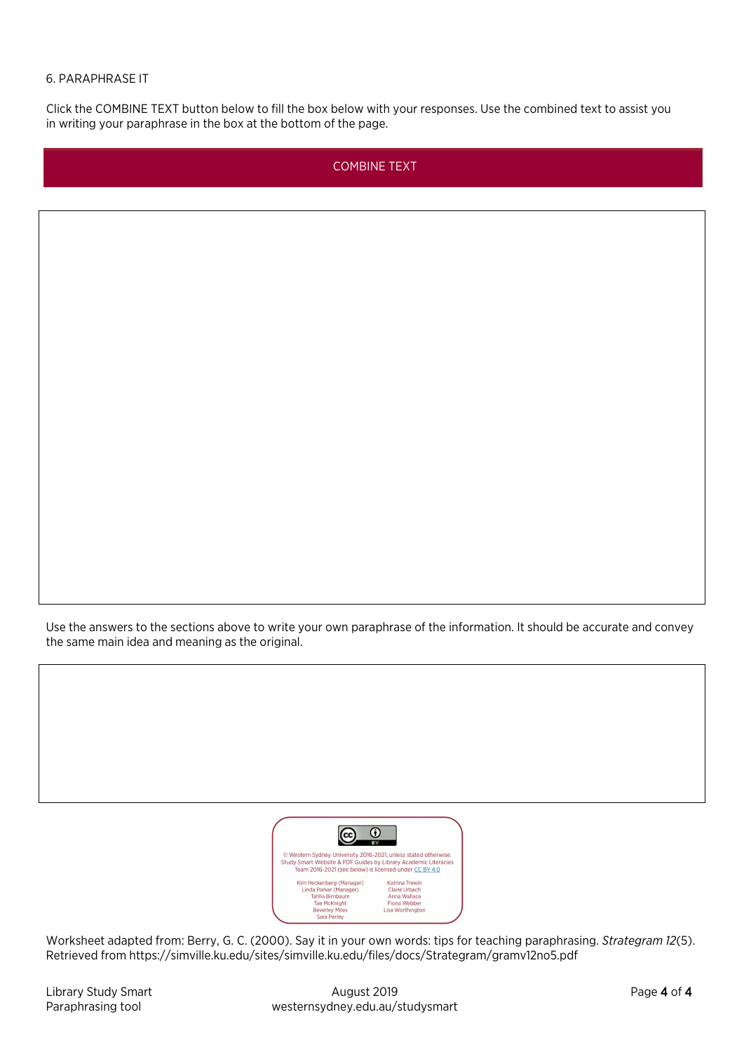6. PARAPHRASE IT

Click the COMBINE TEXT button below to fill the box below with your responses. Use the combined text to assist you in writing your paraphrase in the box at the bottom of the page.

COMBINE TEXT

Use the answers to the sections above to write your own paraphrase of the information. It should be accurate and convey the same main idea and meaning as the original.

© Western Sydney University 2016-2021, unless stated otherwise. Study Smart Website & PDF Guides by Library Academic Literacies Team 2016-2021 (see below) is licensed under CC BY 4.0

Kim Heckenberg (Manager)
Linda Parker (Manager)
Tahlia Birnbaum
Tae McKnight
Beverley Miles
Sara Perley
Katrina Trewin
Claire Urbach
Anna Wallace
Fiona Webber
Lisa Worthington

Worksheet adapted from: Berry, G. C. (2000). Say it in your own words: tips for teaching paraphrasing. *Strategram 12*(5). Retrieved from https://simville.ku.edu/sites/simville.ku.edu/files/docs/Strategram/gramv12no5.pdf